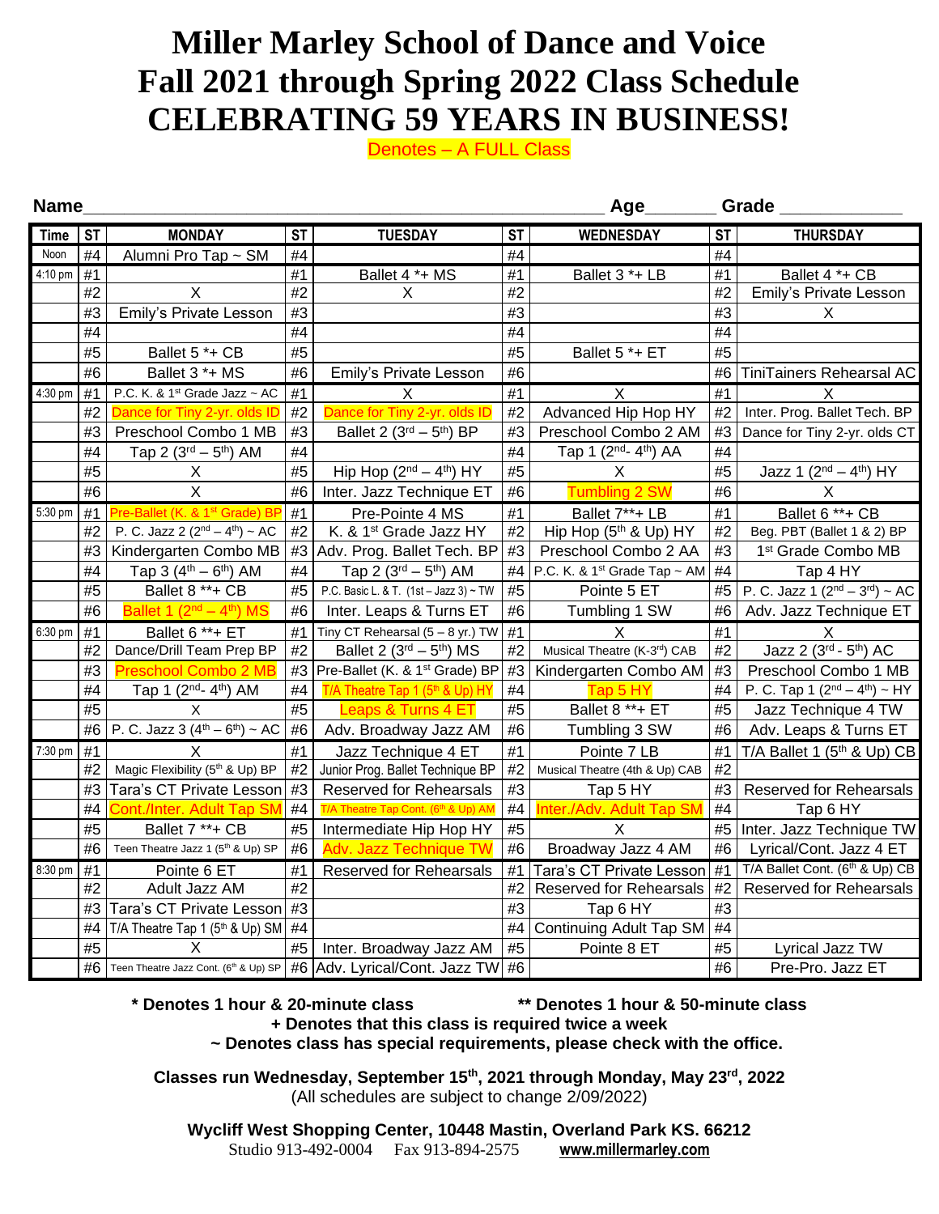# Miller Marley School of Dance and Voice
# Fall 2021 through Spring 2022 Class Schedule
# CELEBRATING 59 YEARS IN BUSINESS!

Denotes – A FULL Class

**Name**\_\_\_\_\_\_\_\_\_\_\_\_\_\_\_\_\_\_\_\_\_\_\_\_\_\_\_\_\_\_\_\_\_\_\_\_\_\_\_\_ **Age**\_\_\_\_\_\_\_ **Grade** \_\_\_\_\_\_\_\_\_\_\_\_

| Time | ST | MONDAY | ST | TUESDAY | ST | WEDNESDAY | ST | THURSDAY |
|---|---|---|---|---|---|---|---|---|
| Noon | #4 | Alumni Pro Tap ~ SM | #4 | | #4 | | #4 | |
| 4:10 pm | #1 | | #1 | Ballet 4 *+ MS | #1 | Ballet 3 *+ LB | #1 | Ballet 4 *+ CB |
| | #2 | X | #2 | X | #2 | | #2 | Emily's Private Lesson |
| | #3 | Emily's Private Lesson | #3 | | #3 | | #3 | X |
| | #4 | | #4 | | #4 | | #4 | |
| | #5 | Ballet 5 *+ CB | #5 | | #5 | Ballet 5 *+ ET | #5 | |
| | #6 | Ballet 3 *+ MS | #6 | Emily's Private Lesson | #6 | | #6 | TiniTainers Rehearsal AC |
| 4:30 pm | #1 | P.C. K. & 1st Grade Jazz ~ AC | #1 | X | #1 | X | #1 | X |
| | #2 | Dance for Tiny 2-yr. olds ID | #2 | Dance for Tiny 2-yr. olds ID | #2 | Advanced Hip Hop HY | #2 | Inter. Prog. Ballet Tech. BP |
| | #3 | Preschool Combo 1 MB | #3 | Ballet 2 (3rd – 5th) BP | #3 | Preschool Combo 2 AM | #3 | Dance for Tiny 2-yr. olds CT |
| | #4 | Tap 2 (3rd – 5th) AM | #4 | | #4 | Tap 1 (2nd- 4th) AA | #4 | |
| | #5 | X | #5 | Hip Hop (2nd – 4th) HY | #5 | X | #5 | Jazz 1 (2nd – 4th) HY |
| | #6 | X | #6 | Inter. Jazz Technique ET | #6 | Tumbling 2 SW | #6 | X |
| 5:30 pm | #1 | Pre-Ballet (K. & 1st Grade) BP | #1 | Pre-Pointe 4 MS | #1 | Ballet 7**+ LB | #1 | Ballet 6 **+ CB |
| | #2 | P. C. Jazz 2 (2nd – 4th) ~ AC | #2 | K. & 1st Grade Jazz HY | #2 | Hip Hop (5th & Up) HY | #2 | Beg. PBT (Ballet 1 & 2) BP |
| | #3 | Kindergarten Combo MB | #3 | Adv. Prog. Ballet Tech. BP | #3 | Preschool Combo 2 AA | #3 | 1st Grade Combo MB |
| | #4 | Tap 3 (4th – 6th) AM | #4 | Tap 2 (3rd – 5th) AM | #4 | P.C. K. & 1st Grade Tap ~ AM | #4 | Tap 4 HY |
| | #5 | Ballet 8 **+ CB | #5 | P.C. Basic L. & T. (1st – Jazz 3) ~ TW | #5 | Pointe 5 ET | #5 | P. C. Jazz 1 (2nd – 3rd) ~ AC |
| | #6 | Ballet 1 (2nd – 4th) MS | #6 | Inter. Leaps & Turns ET | #6 | Tumbling 1 SW | #6 | Adv. Jazz Technique ET |
| 6:30 pm | #1 | Ballet 6 **+ ET | #1 | Tiny CT Rehearsal (5 – 8 yr.) TW | #1 | X | #1 | X |
| | #2 | Dance/Drill Team Prep BP | #2 | Ballet 2 (3rd – 5th) MS | #2 | Musical Theatre (K-3rd) CAB | #2 | Jazz 2 (3rd - 5th) AC |
| | #3 | Preschool Combo 2 MB | #3 | Pre-Ballet (K. & 1st Grade) BP | #3 | Kindergarten Combo AM | #3 | Preschool Combo 1 MB |
| | #4 | Tap 1 (2nd- 4th) AM | #4 | T/A Theatre Tap 1 (5th & Up) HY | #4 | Tap 5 HY | #4 | P. C. Tap 1 (2nd – 4th) ~ HY |
| | #5 | X | #5 | Leaps & Turns 4 ET | #5 | Ballet 8 **+ ET | #5 | Jazz Technique 4 TW |
| | #6 | P. C. Jazz 3 (4th – 6th) ~ AC | #6 | Adv. Broadway Jazz AM | #6 | Tumbling 3 SW | #6 | Adv. Leaps & Turns ET |
| 7:30 pm | #1 | X | #1 | Jazz Technique 4 ET | #1 | Pointe 7 LB | #1 | T/A Ballet 1 (5th & Up) CB |
| | #2 | Magic Flexibility (5th & Up) BP | #2 | Junior Prog. Ballet Technique BP | #2 | Musical Theatre (4th & Up) CAB | #2 | |
| | #3 | Tara's CT Private Lesson | #3 | Reserved for Rehearsals | #3 | Tap 5 HY | #3 | Reserved for Rehearsals |
| | #4 | Cont./Inter. Adult Tap SM | #4 | T/A Theatre Tap Cont. (6th & Up) AM | #4 | Inter./Adv. Adult Tap SM | #4 | Tap 6 HY |
| | #5 | Ballet 7 **+ CB | #5 | Intermediate Hip Hop HY | #5 | X | #5 | Inter. Jazz Technique TW |
| | #6 | Teen Theatre Jazz 1 (5th & Up) SP | #6 | Adv. Jazz Technique TW | #6 | Broadway Jazz 4 AM | #6 | Lyrical/Cont. Jazz 4 ET |
| 8:30 pm | #1 | Pointe 6 ET | #1 | Reserved for Rehearsals | #1 | Tara's CT Private Lesson | #1 | T/A Ballet Cont. (6th & Up) CB |
| | #2 | Adult Jazz AM | #2 | | #2 | Reserved for Rehearsals | #2 | Reserved for Rehearsals |
| | #3 | Tara's CT Private Lesson | #3 | | #3 | Tap 6 HY | #3 | |
| | #4 | T/A Theatre Tap 1 (5th & Up) SM | #4 | | #4 | Continuing Adult Tap SM | #4 | |
| | #5 | X | #5 | Inter. Broadway Jazz AM | #5 | Pointe 8 ET | #5 | Lyrical Jazz TW |
| | #6 | Teen Theatre Jazz Cont. (6th & Up) SP | #6 | Adv. Lyrical/Cont. Jazz TW | #6 | | #6 | Pre-Pro. Jazz ET |

**\* Denotes 1 hour & 20-minute class** **\*\* Denotes 1 hour & 50-minute class**

**+ Denotes that this class is required twice a week**

**~ Denotes class has special requirements, please check with the office.**

**Classes run Wednesday, September 15th, 2021 through Monday, May 23rd, 2022**

(All schedules are subject to change 2/09/2022)

**Wycliff West Shopping Center, 10448 Mastin, Overland Park KS. 66212**

Studio 913-492-0004 Fax 913-894-2575 **www.millermarley.com**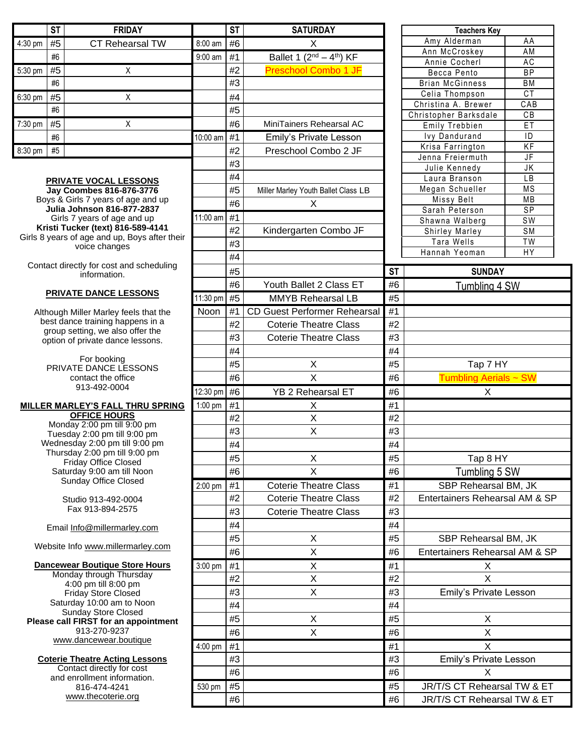| | ST | FRIDAY |
|---|---|---|
| 4:30 pm | #5 | CT Rehearsal TW |
| | #6 | |
| 5:30 pm | #5 | X |
| | #6 | |
| 6:30 pm | #5 | X |
| | #6 | |
| 7:30 pm | #5 | X |
| | #6 | |
| 8:30 pm | #5 | |

**PRIVATE VOCAL LESSONS**
**Jay Coombes 816-876-3776**
Boys & Girls 7 years of age and up
**Julia Johnson 816-877-2837**
Girls 7 years of age and up
**Kristi Tucker (text) 816-589-4141**
Girls 8 years of age and up, Boys after their voice changes

Contact directly for cost and scheduling information.

**PRIVATE DANCE LESSONS**

Although Miller Marley feels that the best dance training happens in a group setting, we also offer the option of private dance lessons.

For booking PRIVATE DANCE LESSONS contact the office 913-492-0004

**MILLER MARLEY'S FALL THRU SPRING OFFICE HOURS**
Monday 2:00 pm till 9:00 pm
Tuesday 2:00 pm till 9:00 pm
Wednesday 2:00 pm till 9:00 pm
Thursday 2:00 pm till 9:00 pm
Friday Office Closed
Saturday 9:00 am till Noon
Sunday Office Closed

Studio 913-492-0004
Fax 913-894-2575

Email Info@millermarley.com

Website Info www.millermarley.com

**Dancewear Boutique Store Hours**
Monday through Thursday
4:00 pm till 8:00 pm
Friday Store Closed
Saturday 10:00 am to Noon
Sunday Store Closed
**Please call FIRST for an appointment**
913-270-9237
www.dancewear.boutique

**Coterie Theatre Acting Lessons**
Contact directly for cost and enrollment information.
816-474-4241
www.thecoterie.org

| | ST | SATURDAY |
|---|---|---|
| 8:00 am | #6 | X |
| 9:00 am | #1 | Ballet 1 (2nd – 4th) KF |
| | #2 | Preschool Combo 1 JF |
| | #3 | |
| | #4 | |
| | #5 | |
| | #6 | MiniTainers Rehearsal AC |
| 10:00 am | #1 | Emily's Private Lesson |
| | #2 | Preschool Combo 2 JF |
| | #3 | |
| | #4 | |
| | #5 | Miller Marley Youth Ballet Class LB |
| | #6 | X |
| 11:00 am | #1 | |
| | #2 | Kindergarten Combo JF |
| | #3 | |
| | #4 | |
| | #5 | |
| | #6 | Youth Ballet 2 Class ET |
| 11:30 pm | #5 | MMYB Rehearsal LB |
| Noon | #1 | CD Guest Performer Rehearsal |
| | #2 | Coterie Theatre Class |
| | #3 | Coterie Theatre Class |
| | #4 | |
| | #5 | X |
| | #6 | X |
| 12:30 pm | #6 | YB 2 Rehearsal ET |
| 1:00 pm | #1 | X |
| | #2 | X |
| | #3 | X |
| | #4 | |
| | #5 | X |
| | #6 | X |
| 2:00 pm | #1 | Coterie Theatre Class |
| | #2 | Coterie Theatre Class |
| | #3 | Coterie Theatre Class |
| | #4 | |
| | #5 | X |
| | #6 | X |
| 3:00 pm | #1 | X |
| | #2 | X |
| | #3 | X |
| | #4 | |
| | #5 | X |
| | #6 | X |
| 4:00 pm | #1 | |
| | #3 | |
| | #6 | |
| 530 pm | #5 | |
| | #6 | |

| Teachers Key | |
|---|---|
| Amy Alderman | AA |
| Ann McCroskey | AM |
| Annie Cocherl | AC |
| Becca Pento | BP |
| Brian McGinness | BM |
| Celia Thompson | CT |
| Christina A. Brewer | CAB |
| Christopher Barksdale | CB |
| Emily Trebbien | ET |
| Ivy Dandurand | ID |
| Krisa Farrington | KF |
| Jenna Freiermuth | JF |
| Julie Kennedy | JK |
| Laura Branson | LB |
| Megan Schueller | MS |
| Missy Belt | MB |
| Sarah Peterson | SP |
| Shawna Walberg | SW |
| Shirley Marley | SM |
| Tara Wells | TW |
| Hannah Yeoman | HY |

| ST | SUNDAY |
|---|---|
| #6 | Tumbling 4 SW |
| #5 | |
| #1 | |
| #2 | |
| #3 | |
| #4 | |
| #5 | Tap 7 HY |
| #6 | Tumbling Aerials ~ SW |
| #6 | X |
| #1 | |
| #2 | |
| #3 | |
| #4 | |
| #5 | Tap 8 HY |
| #6 | Tumbling 5 SW |
| #1 | SBP Rehearsal BM, JK |
| #2 | Entertainers Rehearsal AM & SP |
| #3 | |
| #4 | |
| #5 | SBP Rehearsal BM, JK |
| #6 | Entertainers Rehearsal AM & SP |
| #1 | X |
| #2 | X |
| #3 | Emily's Private Lesson |
| #4 | |
| #5 | X |
| #6 | X |
| #1 | X |
| #3 | Emily's Private Lesson |
| #6 | X |
| #5 | JR/T/S CT Rehearsal TW & ET |
| #6 | JR/T/S CT Rehearsal TW & ET |